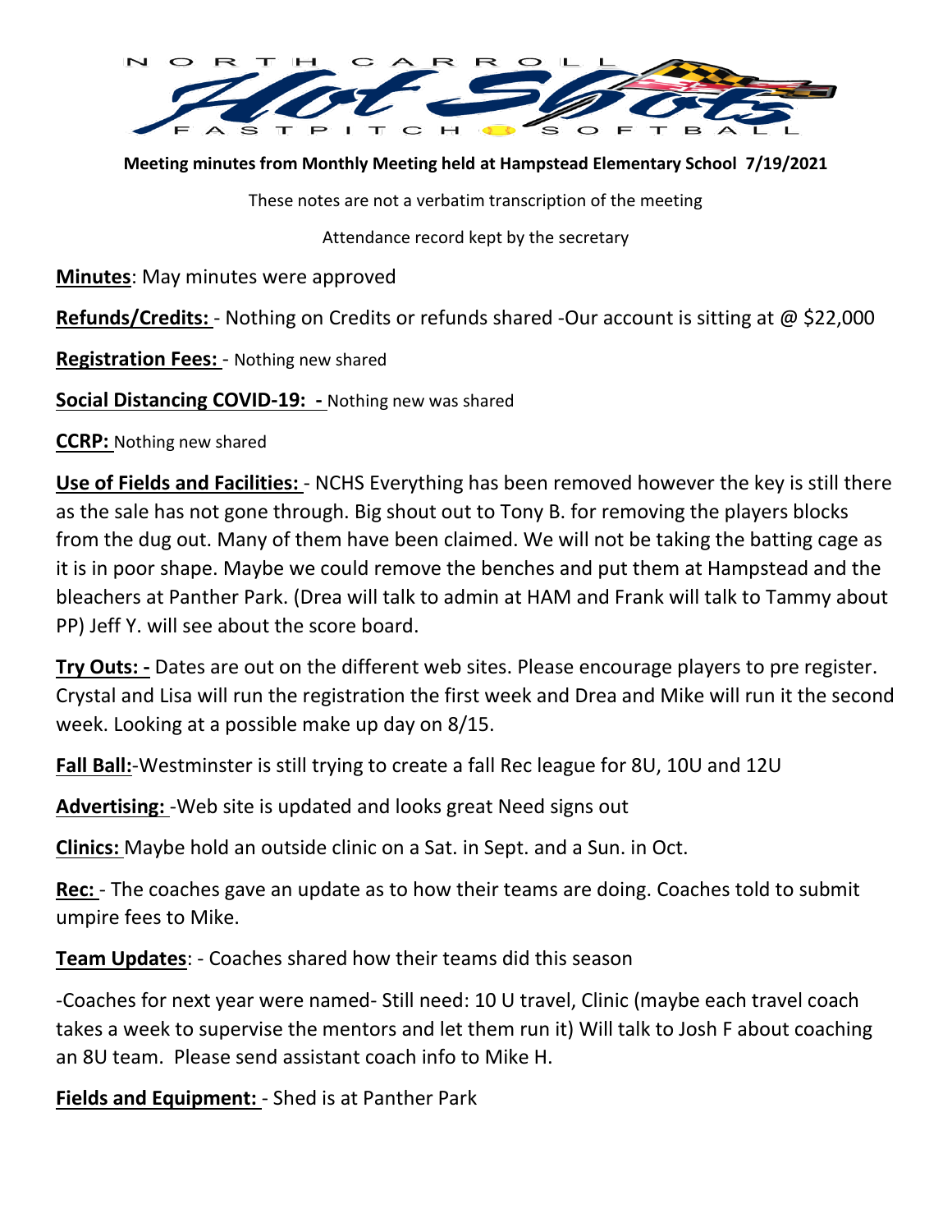# NORTH CARROLL Hot Shots FASTPITCH SOFTBALL

**Meeting minutes from Monthly Meeting held at Hampstead Elementary School 7/19/2021**

These notes are not a verbatim transcription of the meeting

Attendance record kept by the secretary

**Minutes**: May minutes were approved

**Refunds/Credits:** - Nothing on Credits or refunds shared -Our account is sitting at @ $22,000

**Registration Fees:** - Nothing new shared

**Social Distancing COVID-19: -** Nothing new was shared

**CCRP:** Nothing new shared

**Use of Fields and Facilities:** - NCHS Everything has been removed however the key is still there as the sale has not gone through. Big shout out to Tony B. for removing the players blocks from the dug out. Many of them have been claimed. We will not be taking the batting cage as it is in poor shape. Maybe we could remove the benches and put them at Hampstead and the bleachers at Panther Park. (Drea will talk to admin at HAM and Frank will talk to Tammy about PP) Jeff Y. will see about the score board.

**Try Outs: -** Dates are out on the different web sites. Please encourage players to pre register. Crystal and Lisa will run the registration the first week and Drea and Mike will run it the second week. Looking at a possible make up day on 8/15.

**Fall Ball:**-Westminster is still trying to create a fall Rec league for 8U, 10U and 12U

**Advertising:** -Web site is updated and looks great Need signs out

**Clinics:** Maybe hold an outside clinic on a Sat. in Sept. and a Sun. in Oct.

**Rec:** - The coaches gave an update as to how their teams are doing. Coaches told to submit umpire fees to Mike.

**Team Updates**: - Coaches shared how their teams did this season

-Coaches for next year were named- Still need: 10 U travel, Clinic (maybe each travel coach takes a week to supervise the mentors and let them run it) Will talk to Josh F about coaching an 8U team. Please send assistant coach info to Mike H.

**Fields and Equipment:** - Shed is at Panther Park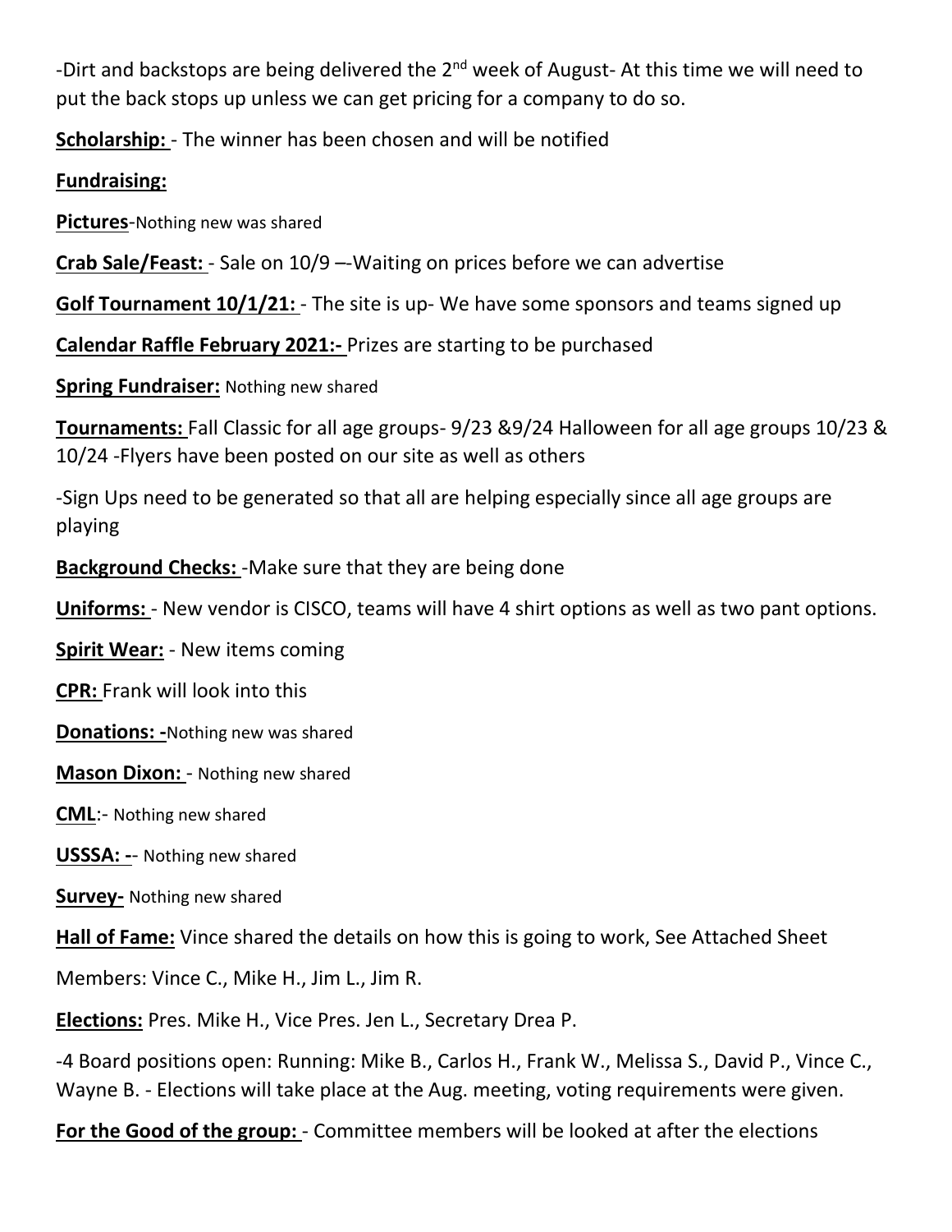-Dirt and backstops are being delivered the 2nd week of August- At this time we will need to put the back stops up unless we can get pricing for a company to do so.

**Scholarship:** - The winner has been chosen and will be notified

**Fundraising:**

**Pictures**-Nothing new was shared

**Crab Sale/Feast:** - Sale on 10/9 –-Waiting on prices before we can advertise

**Golf Tournament 10/1/21:** - The site is up- We have some sponsors and teams signed up

**Calendar Raffle February 2021:-** Prizes are starting to be purchased

**Spring Fundraiser:** Nothing new shared

**Tournaments:** Fall Classic for all age groups- 9/23 &9/24 Halloween for all age groups 10/23 & 10/24 -Flyers have been posted on our site as well as others

-Sign Ups need to be generated so that all are helping especially since all age groups are playing

**Background Checks:** -Make sure that they are being done

**Uniforms:** - New vendor is CISCO, teams will have 4 shirt options as well as two pant options.

**Spirit Wear:** - New items coming

**CPR:** Frank will look into this

**Donations: -**Nothing new was shared

**Mason Dixon:** - Nothing new shared

**CML**:- Nothing new shared

**USSSA: -**- Nothing new shared

**Survey-** Nothing new shared

**Hall of Fame:** Vince shared the details on how this is going to work, See Attached Sheet

Members: Vince C., Mike H., Jim L., Jim R.

**Elections:** Pres. Mike H., Vice Pres. Jen L., Secretary Drea P.

-4 Board positions open: Running: Mike B., Carlos H., Frank W., Melissa S., David P., Vince C., Wayne B. - Elections will take place at the Aug. meeting, voting requirements were given.

**For the Good of the group:** - Committee members will be looked at after the elections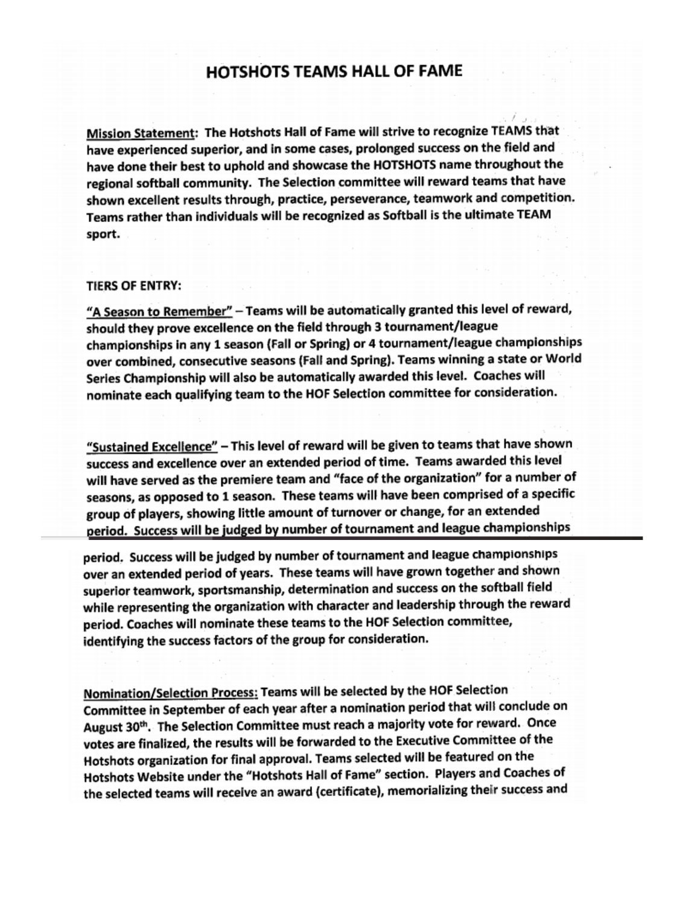# HOTSHOTS TEAMS HALL OF FAME

**Mission Statement:** The Hotshots Hall of Fame will strive to recognize TEAMS that have experienced superior, and in some cases, prolonged success on the field and have done their best to uphold and showcase the HOTSHOTS name throughout the regional softball community. The Selection committee will reward teams that have shown excellent results through, practice, perseverance, teamwork and competition. Teams rather than individuals will be recognized as Softball is the ultimate TEAM sport.

**TIERS OF ENTRY:**

**"A Season to Remember"** – Teams will be automatically granted this level of reward, should they prove excellence on the field through 3 tournament/league championships in any 1 season (Fall or Spring) or 4 tournament/league championships over combined, consecutive seasons (Fall and Spring). Teams winning a state or World Series Championship will also be automatically awarded this level. Coaches will nominate each qualifying team to the HOF Selection committee for consideration.

**"Sustained Excellence"** – This level of reward will be given to teams that have shown success and excellence over an extended period of time. Teams awarded this level will have served as the premiere team and "face of the organization" for a number of seasons, as opposed to 1 season. These teams will have been comprised of a specific group of players, showing little amount of turnover or change, for an extended period. Success will be judged by number of tournament and league championships over an extended period of years. These teams will have grown together and shown superior teamwork, sportsmanship, determination and success on the softball field while representing the organization with character and leadership through the reward period. Coaches will nominate these teams to the HOF Selection committee, identifying the success factors of the group for consideration.

**Nomination/Selection Process:** Teams will be selected by the HOF Selection Committee in September of each year after a nomination period that will conclude on August 30th. The Selection Committee must reach a majority vote for reward. Once votes are finalized, the results will be forwarded to the Executive Committee of the Hotshots organization for final approval. Teams selected will be featured on the Hotshots Website under the "Hotshots Hall of Fame" section. Players and Coaches of the selected teams will receive an award (certificate), memorializing their success and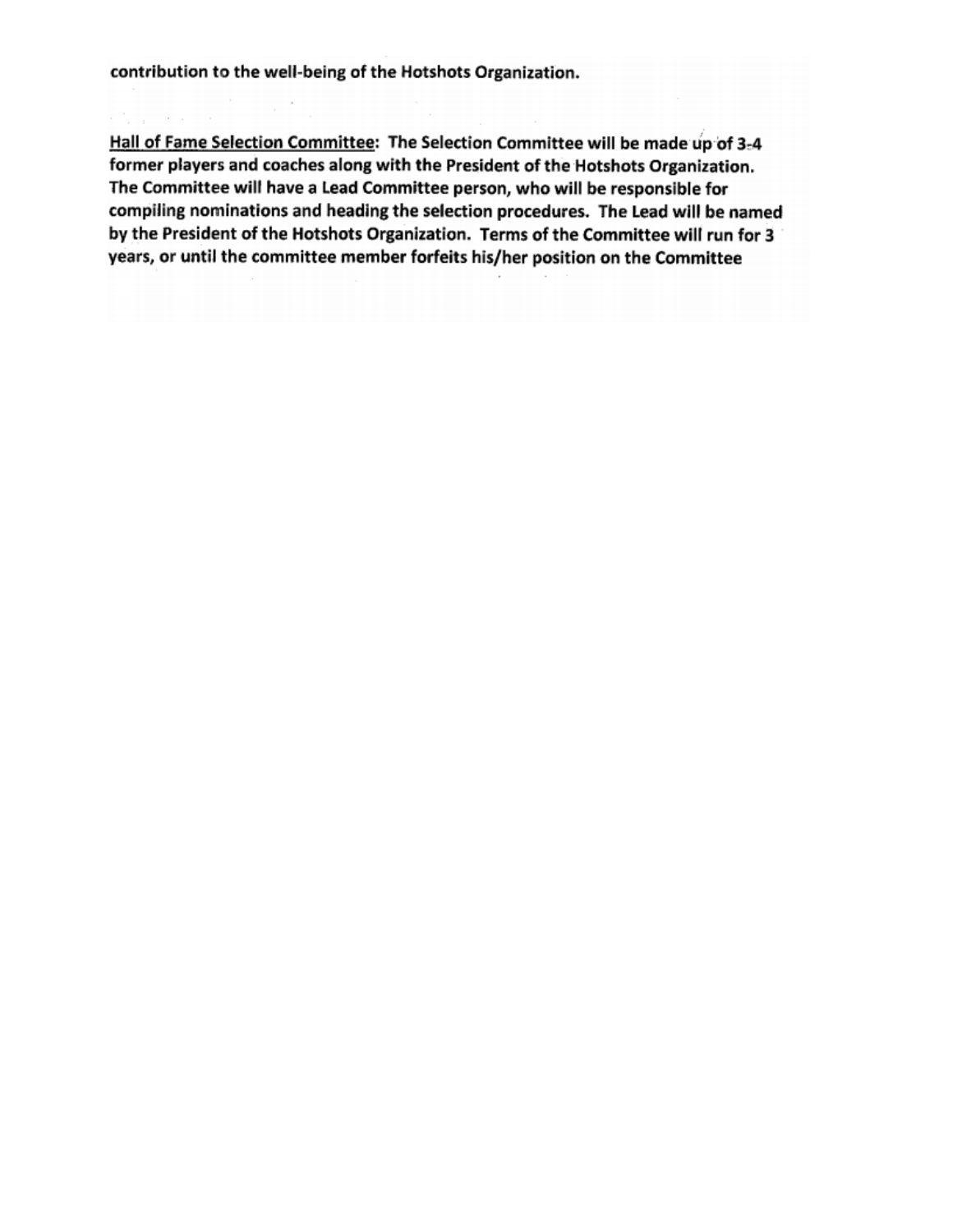**contribution to the well-being of the Hotshots Organization.**

**Hall of Fame Selection Committee: The Selection Committee will be made up of 3-4 former players and coaches along with the President of the Hotshots Organization. The Committee will have a Lead Committee person, who will be responsible for compiling nominations and heading the selection procedures. The Lead will be named by the President of the Hotshots Organization. Terms of the Committee will run for 3 years, or until the committee member forfeits his/her position on the Committee**